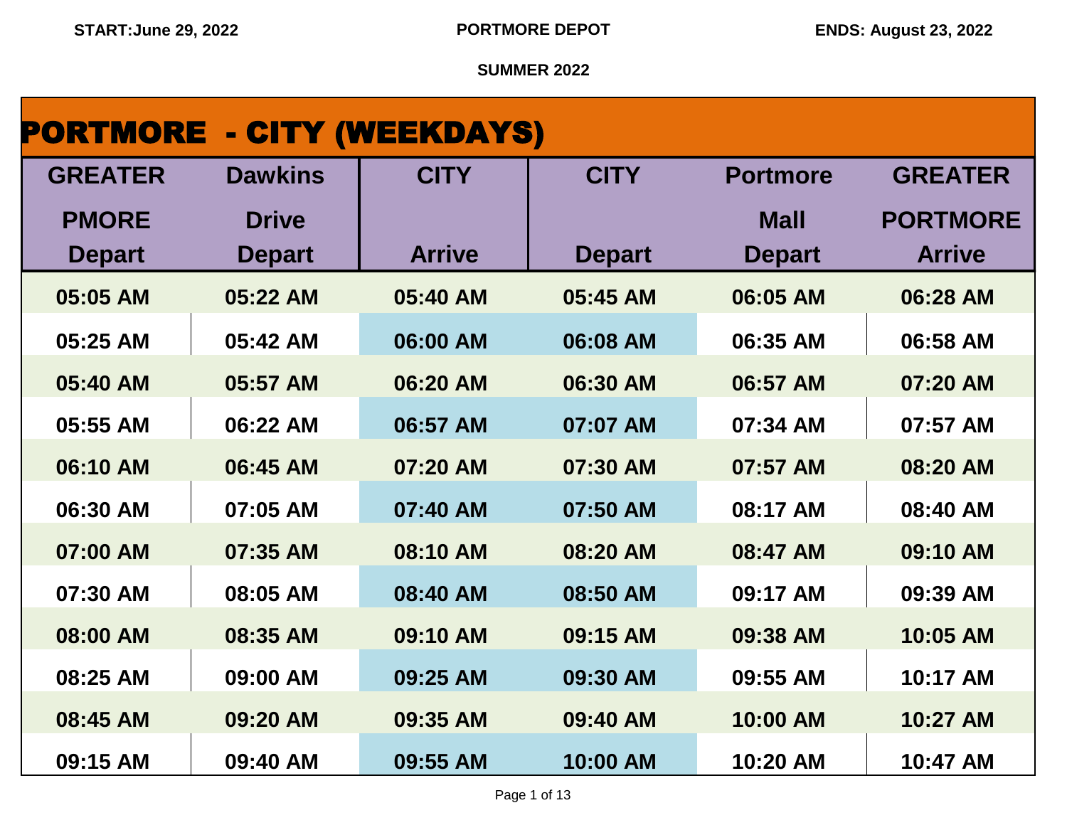START:June 29, 2022 PORTMORE DEPOT ENDS: August 23, 2022

SUMMER 2022

# PORTMORE - CITY (WEEKDAYS)

| GREATER PMORE Depart | Dawkins Drive Depart | CITY Arrive | CITY Depart | Portmore Mall Depart | GREATER PORTMORE Arrive |
|---|---|---|---|---|---|
| 05:05 AM | 05:22 AM | 05:40 AM | 05:45 AM | 06:05 AM | 06:28 AM |
| 05:25 AM | 05:42 AM | 06:00 AM | 06:08 AM | 06:35 AM | 06:58 AM |
| 05:40 AM | 05:57 AM | 06:20 AM | 06:30 AM | 06:57 AM | 07:20 AM |
| 05:55 AM | 06:22 AM | 06:57 AM | 07:07 AM | 07:34 AM | 07:57 AM |
| 06:10 AM | 06:45 AM | 07:20 AM | 07:30 AM | 07:57 AM | 08:20 AM |
| 06:30 AM | 07:05 AM | 07:40 AM | 07:50 AM | 08:17 AM | 08:40 AM |
| 07:00 AM | 07:35 AM | 08:10 AM | 08:20 AM | 08:47 AM | 09:10 AM |
| 07:30 AM | 08:05 AM | 08:40 AM | 08:50 AM | 09:17 AM | 09:39 AM |
| 08:00 AM | 08:35 AM | 09:10 AM | 09:15 AM | 09:38 AM | 10:05 AM |
| 08:25 AM | 09:00 AM | 09:25 AM | 09:30 AM | 09:55 AM | 10:17 AM |
| 08:45 AM | 09:20 AM | 09:35 AM | 09:40 AM | 10:00 AM | 10:27 AM |
| 09:15 AM | 09:40 AM | 09:55 AM | 10:00 AM | 10:20 AM | 10:47 AM |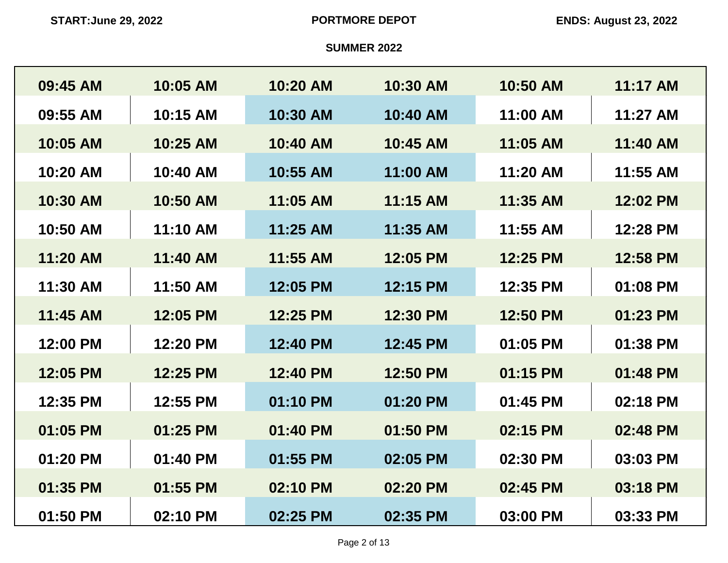START: June 29, 2022 | PORTMORE DEPOT | ENDS: August 23, 2022

SUMMER 2022

| | | | | | |
|---|---|---|---|---|---|
| 09:45 AM | 10:05 AM | 10:20 AM | 10:30 AM | 10:50 AM | 11:17 AM |
| 09:55 AM | 10:15 AM | 10:30 AM | 10:40 AM | 11:00 AM | 11:27 AM |
| 10:05 AM | 10:25 AM | 10:40 AM | 10:45 AM | 11:05 AM | 11:40 AM |
| 10:20 AM | 10:40 AM | 10:55 AM | 11:00 AM | 11:20 AM | 11:55 AM |
| 10:30 AM | 10:50 AM | 11:05 AM | 11:15 AM | 11:35 AM | 12:02 PM |
| 10:50 AM | 11:10 AM | 11:25 AM | 11:35 AM | 11:55 AM | 12:28 PM |
| 11:20 AM | 11:40 AM | 11:55 AM | 12:05 PM | 12:25 PM | 12:58 PM |
| 11:30 AM | 11:50 AM | 12:05 PM | 12:15 PM | 12:35 PM | 01:08 PM |
| 11:45 AM | 12:05 PM | 12:25 PM | 12:30 PM | 12:50 PM | 01:23 PM |
| 12:00 PM | 12:20 PM | 12:40 PM | 12:45 PM | 01:05 PM | 01:38 PM |
| 12:05 PM | 12:25 PM | 12:40 PM | 12:50 PM | 01:15 PM | 01:48 PM |
| 12:35 PM | 12:55 PM | 01:10 PM | 01:20 PM | 01:45 PM | 02:18 PM |
| 01:05 PM | 01:25 PM | 01:40 PM | 01:50 PM | 02:15 PM | 02:48 PM |
| 01:20 PM | 01:40 PM | 01:55 PM | 02:05 PM | 02:30 PM | 03:03 PM |
| 01:35 PM | 01:55 PM | 02:10 PM | 02:20 PM | 02:45 PM | 03:18 PM |
| 01:50 PM | 02:10 PM | 02:25 PM | 02:35 PM | 03:00 PM | 03:33 PM |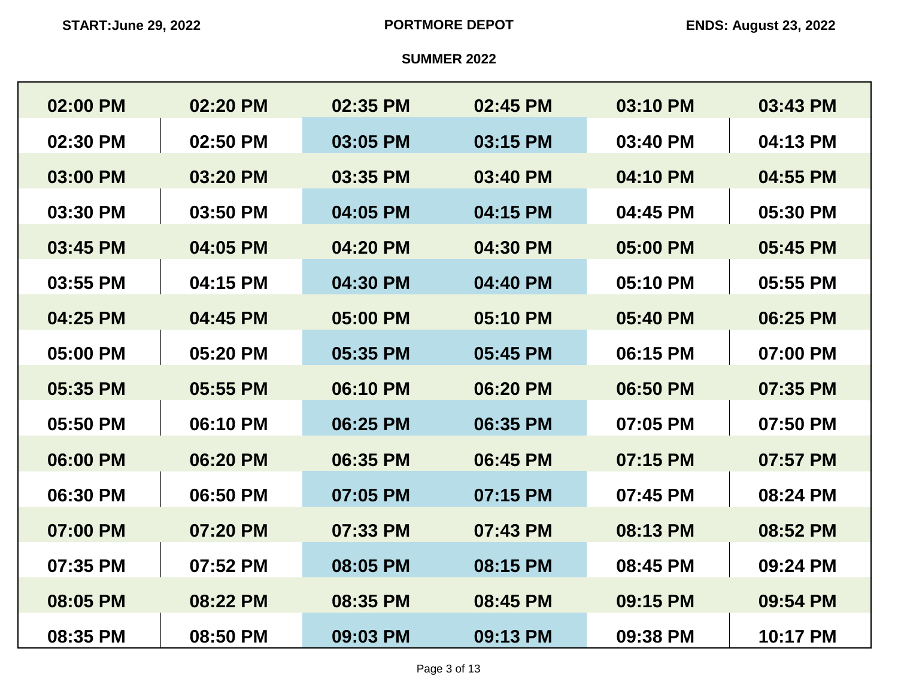START:June 29, 2022

PORTMORE DEPOT

ENDS: August 23, 2022

SUMMER 2022

| | | | | | |
|---|---|---|---|---|---|
| 02:00 PM | 02:20 PM | 02:35 PM | 02:45 PM | 03:10 PM | 03:43 PM |
| 02:30 PM | 02:50 PM | 03:05 PM | 03:15 PM | 03:40 PM | 04:13 PM |
| 03:00 PM | 03:20 PM | 03:35 PM | 03:40 PM | 04:10 PM | 04:55 PM |
| 03:30 PM | 03:50 PM | 04:05 PM | 04:15 PM | 04:45 PM | 05:30 PM |
| 03:45 PM | 04:05 PM | 04:20 PM | 04:30 PM | 05:00 PM | 05:45 PM |
| 03:55 PM | 04:15 PM | 04:30 PM | 04:40 PM | 05:10 PM | 05:55 PM |
| 04:25 PM | 04:45 PM | 05:00 PM | 05:10 PM | 05:40 PM | 06:25 PM |
| 05:00 PM | 05:20 PM | 05:35 PM | 05:45 PM | 06:15 PM | 07:00 PM |
| 05:35 PM | 05:55 PM | 06:10 PM | 06:20 PM | 06:50 PM | 07:35 PM |
| 05:50 PM | 06:10 PM | 06:25 PM | 06:35 PM | 07:05 PM | 07:50 PM |
| 06:00 PM | 06:20 PM | 06:35 PM | 06:45 PM | 07:15 PM | 07:57 PM |
| 06:30 PM | 06:50 PM | 07:05 PM | 07:15 PM | 07:45 PM | 08:24 PM |
| 07:00 PM | 07:20 PM | 07:33 PM | 07:43 PM | 08:13 PM | 08:52 PM |
| 07:35 PM | 07:52 PM | 08:05 PM | 08:15 PM | 08:45 PM | 09:24 PM |
| 08:05 PM | 08:22 PM | 08:35 PM | 08:45 PM | 09:15 PM | 09:54 PM |
| 08:35 PM | 08:50 PM | 09:03 PM | 09:13 PM | 09:38 PM | 10:17 PM |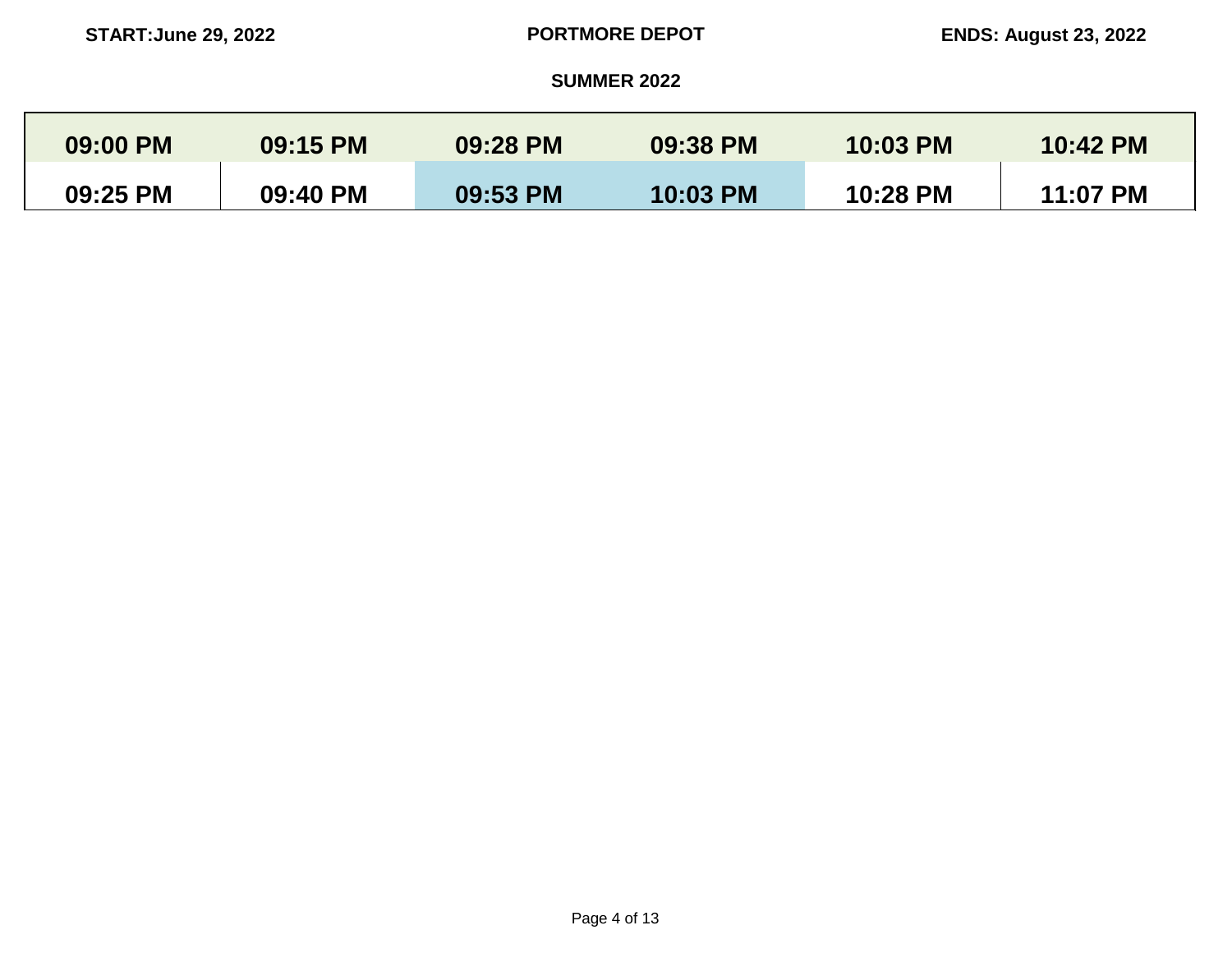START:June 29, 2022 **PORTMORE DEPOT** ENDS: August 23, 2022

**SUMMER 2022**

| 09:00 PM | 09:15 PM | 09:28 PM | 09:38 PM | 10:03 PM | 10:42 PM |
|---|---|---|---|---|---|
| 09:25 PM | 09:40 PM | 09:53 PM | 10:03 PM | 10:28 PM | 11:07 PM |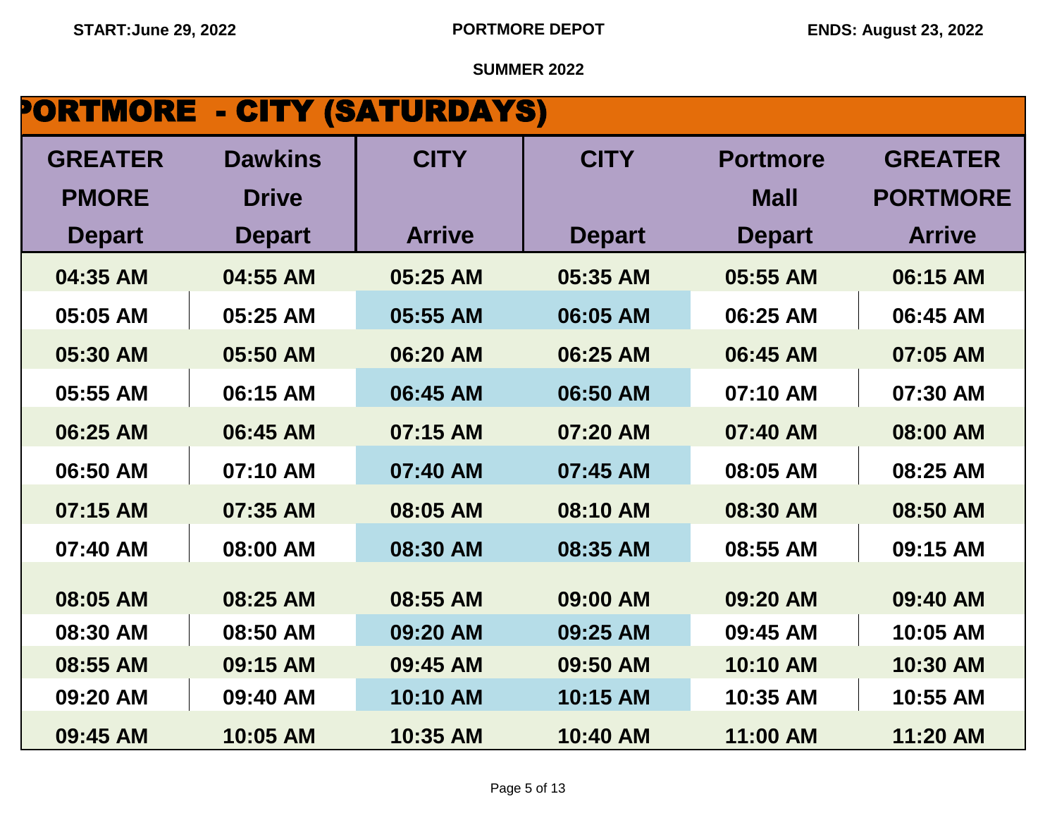START:June 29, 2022 | PORTMORE DEPOT | ENDS: August 23, 2022

SUMMER 2022

## PORTMORE - CITY (SATURDAYS)

| GREATER PMORE Depart | Dawkins Drive Depart | CITY Arrive | CITY Depart | Portmore Mall Depart | GREATER PORTMORE Arrive |
|---|---|---|---|---|---|
| 04:35 AM | 04:55 AM | 05:25 AM | 05:35 AM | 05:55 AM | 06:15 AM |
| 05:05 AM | 05:25 AM | 05:55 AM | 06:05 AM | 06:25 AM | 06:45 AM |
| 05:30 AM | 05:50 AM | 06:20 AM | 06:25 AM | 06:45 AM | 07:05 AM |
| 05:55 AM | 06:15 AM | 06:45 AM | 06:50 AM | 07:10 AM | 07:30 AM |
| 06:25 AM | 06:45 AM | 07:15 AM | 07:20 AM | 07:40 AM | 08:00 AM |
| 06:50 AM | 07:10 AM | 07:40 AM | 07:45 AM | 08:05 AM | 08:25 AM |
| 07:15 AM | 07:35 AM | 08:05 AM | 08:10 AM | 08:30 AM | 08:50 AM |
| 07:40 AM | 08:00 AM | 08:30 AM | 08:35 AM | 08:55 AM | 09:15 AM |
| 08:05 AM | 08:25 AM | 08:55 AM | 09:00 AM | 09:20 AM | 09:40 AM |
| 08:30 AM | 08:50 AM | 09:20 AM | 09:25 AM | 09:45 AM | 10:05 AM |
| 08:55 AM | 09:15 AM | 09:45 AM | 09:50 AM | 10:10 AM | 10:30 AM |
| 09:20 AM | 09:40 AM | 10:10 AM | 10:15 AM | 10:35 AM | 10:55 AM |
| 09:45 AM | 10:05 AM | 10:35 AM | 10:40 AM | 11:00 AM | 11:20 AM |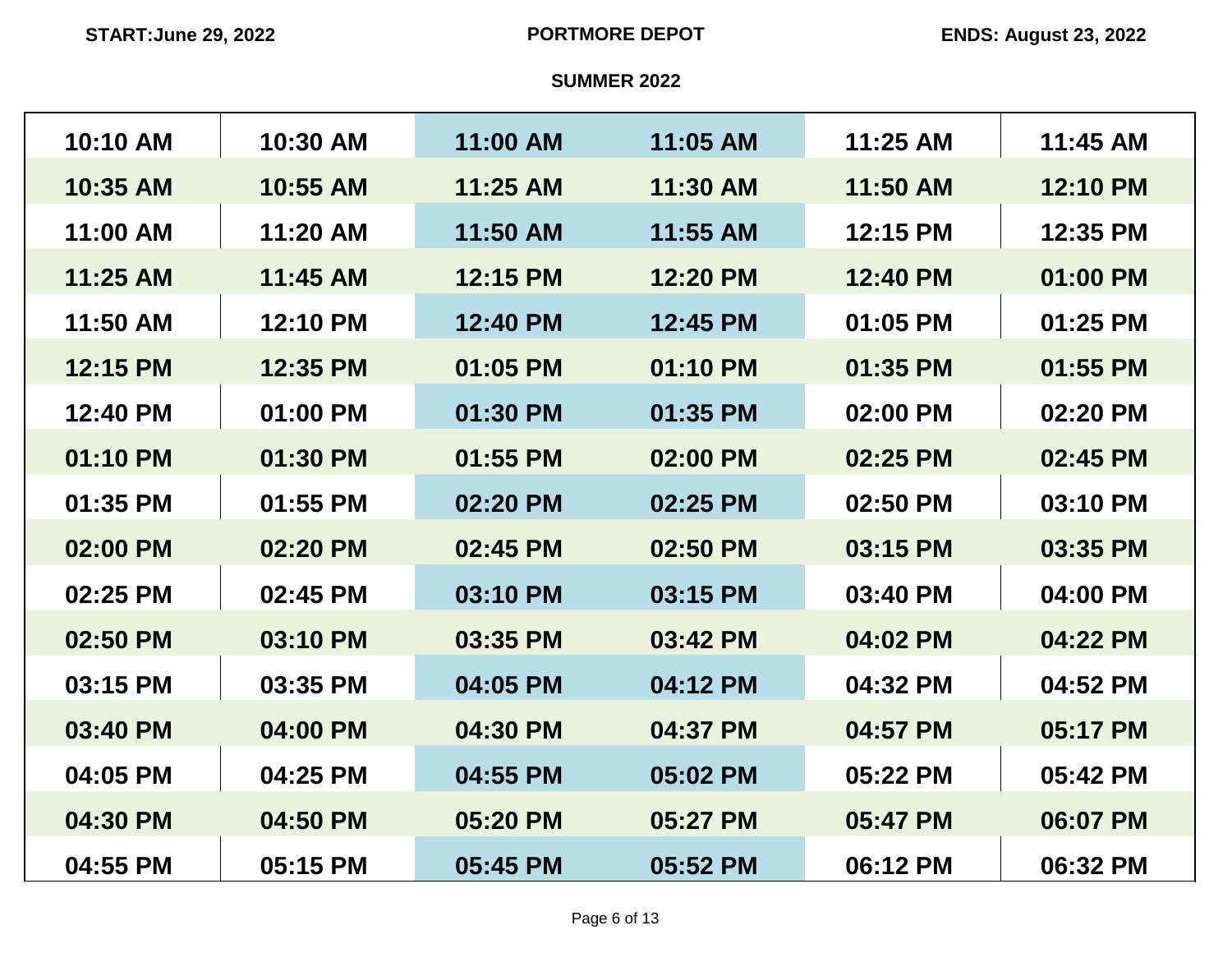START:June 29, 2022 | **PORTMORE DEPOT** | ENDS: August 23, 2022

**SUMMER 2022**

| | | | | | |
|---|---|---|---|---|---|
| 10:10 AM | 10:30 AM | 11:00 AM | 11:05 AM | 11:25 AM | 11:45 AM |
| 10:35 AM | 10:55 AM | 11:25 AM | 11:30 AM | 11:50 AM | 12:10 PM |
| 11:00 AM | 11:20 AM | 11:50 AM | 11:55 AM | 12:15 PM | 12:35 PM |
| 11:25 AM | 11:45 AM | 12:15 PM | 12:20 PM | 12:40 PM | 01:00 PM |
| 11:50 AM | 12:10 PM | 12:40 PM | 12:45 PM | 01:05 PM | 01:25 PM |
| 12:15 PM | 12:35 PM | 01:05 PM | 01:10 PM | 01:35 PM | 01:55 PM |
| 12:40 PM | 01:00 PM | 01:30 PM | 01:35 PM | 02:00 PM | 02:20 PM |
| 01:10 PM | 01:30 PM | 01:55 PM | 02:00 PM | 02:25 PM | 02:45 PM |
| 01:35 PM | 01:55 PM | 02:20 PM | 02:25 PM | 02:50 PM | 03:10 PM |
| 02:00 PM | 02:20 PM | 02:45 PM | 02:50 PM | 03:15 PM | 03:35 PM |
| 02:25 PM | 02:45 PM | 03:10 PM | 03:15 PM | 03:40 PM | 04:00 PM |
| 02:50 PM | 03:10 PM | 03:35 PM | 03:42 PM | 04:02 PM | 04:22 PM |
| 03:15 PM | 03:35 PM | 04:05 PM | 04:12 PM | 04:32 PM | 04:52 PM |
| 03:40 PM | 04:00 PM | 04:30 PM | 04:37 PM | 04:57 PM | 05:17 PM |
| 04:05 PM | 04:25 PM | 04:55 PM | 05:02 PM | 05:22 PM | 05:42 PM |
| 04:30 PM | 04:50 PM | 05:20 PM | 05:27 PM | 05:47 PM | 06:07 PM |
| 04:55 PM | 05:15 PM | 05:45 PM | 05:52 PM | 06:12 PM | 06:32 PM |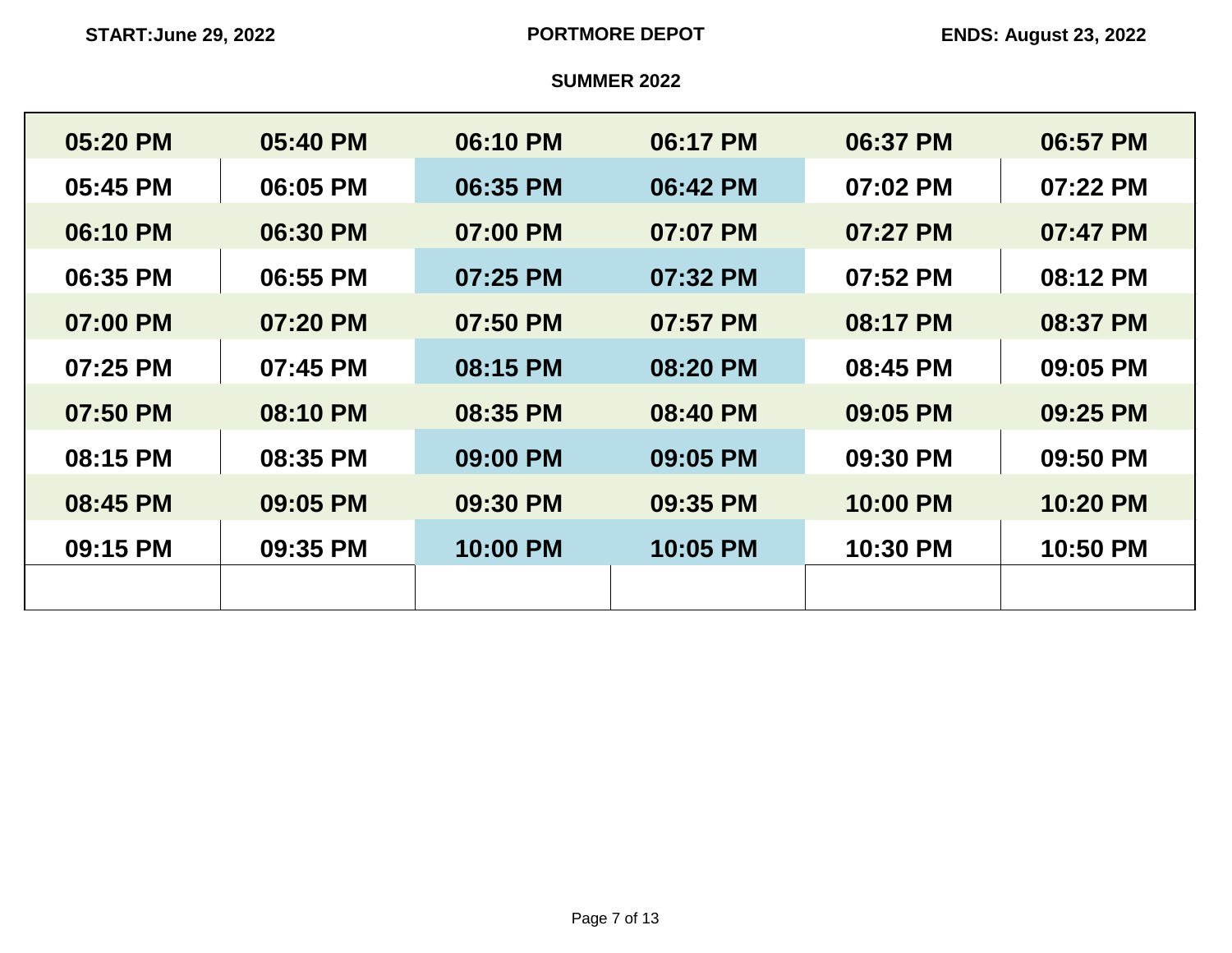**START:June 29, 2022** | **PORTMORE DEPOT** | **ENDS: August 23, 2022**

**SUMMER 2022**

| | | | | | |
|---|---|---|---|---|---|
| 05:20 PM | 05:40 PM | 06:10 PM | 06:17 PM | 06:37 PM | 06:57 PM |
| 05:45 PM | 06:05 PM | 06:35 PM | 06:42 PM | 07:02 PM | 07:22 PM |
| 06:10 PM | 06:30 PM | 07:00 PM | 07:07 PM | 07:27 PM | 07:47 PM |
| 06:35 PM | 06:55 PM | 07:25 PM | 07:32 PM | 07:52 PM | 08:12 PM |
| 07:00 PM | 07:20 PM | 07:50 PM | 07:57 PM | 08:17 PM | 08:37 PM |
| 07:25 PM | 07:45 PM | 08:15 PM | 08:20 PM | 08:45 PM | 09:05 PM |
| 07:50 PM | 08:10 PM | 08:35 PM | 08:40 PM | 09:05 PM | 09:25 PM |
| 08:15 PM | 08:35 PM | 09:00 PM | 09:05 PM | 09:30 PM | 09:50 PM |
| 08:45 PM | 09:05 PM | 09:30 PM | 09:35 PM | 10:00 PM | 10:20 PM |
| 09:15 PM | 09:35 PM | 10:00 PM | 10:05 PM | 10:30 PM | 10:50 PM |
| | | | | | |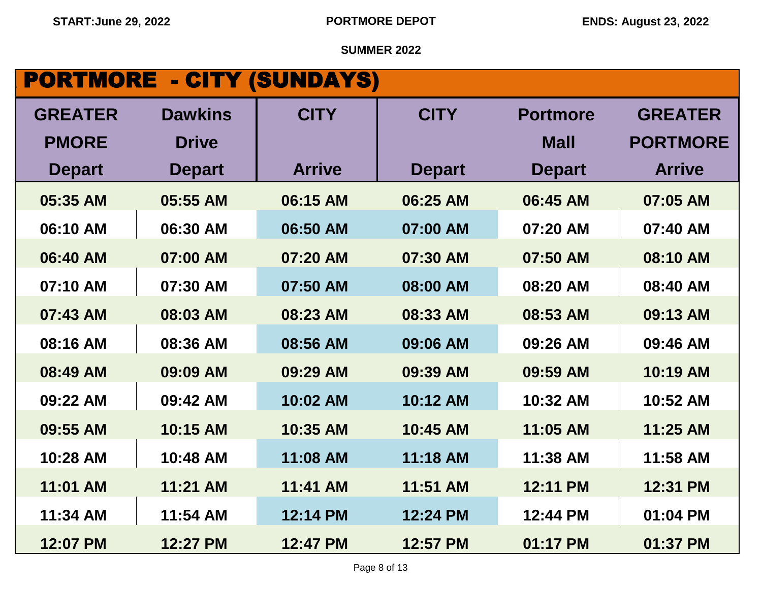**START:June 29, 2022** **PORTMORE DEPOT** **ENDS: August 23, 2022**

**SUMMER 2022**

# PORTMORE - CITY (SUNDAYS)

| GREATER PMORE Depart | Dawkins Drive Depart | CITY Arrive | CITY Depart | Portmore Mall Depart | GREATER PORTMORE Arrive |
|---|---|---|---|---|---|
| 05:35 AM | 05:55 AM | 06:15 AM | 06:25 AM | 06:45 AM | 07:05 AM |
| 06:10 AM | 06:30 AM | 06:50 AM | 07:00 AM | 07:20 AM | 07:40 AM |
| 06:40 AM | 07:00 AM | 07:20 AM | 07:30 AM | 07:50 AM | 08:10 AM |
| 07:10 AM | 07:30 AM | 07:50 AM | 08:00 AM | 08:20 AM | 08:40 AM |
| 07:43 AM | 08:03 AM | 08:23 AM | 08:33 AM | 08:53 AM | 09:13 AM |
| 08:16 AM | 08:36 AM | 08:56 AM | 09:06 AM | 09:26 AM | 09:46 AM |
| 08:49 AM | 09:09 AM | 09:29 AM | 09:39 AM | 09:59 AM | 10:19 AM |
| 09:22 AM | 09:42 AM | 10:02 AM | 10:12 AM | 10:32 AM | 10:52 AM |
| 09:55 AM | 10:15 AM | 10:35 AM | 10:45 AM | 11:05 AM | 11:25 AM |
| 10:28 AM | 10:48 AM | 11:08 AM | 11:18 AM | 11:38 AM | 11:58 AM |
| 11:01 AM | 11:21 AM | 11:41 AM | 11:51 AM | 12:11 PM | 12:31 PM |
| 11:34 AM | 11:54 AM | 12:14 PM | 12:24 PM | 12:44 PM | 01:04 PM |
| 12:07 PM | 12:27 PM | 12:47 PM | 12:57 PM | 01:17 PM | 01:37 PM |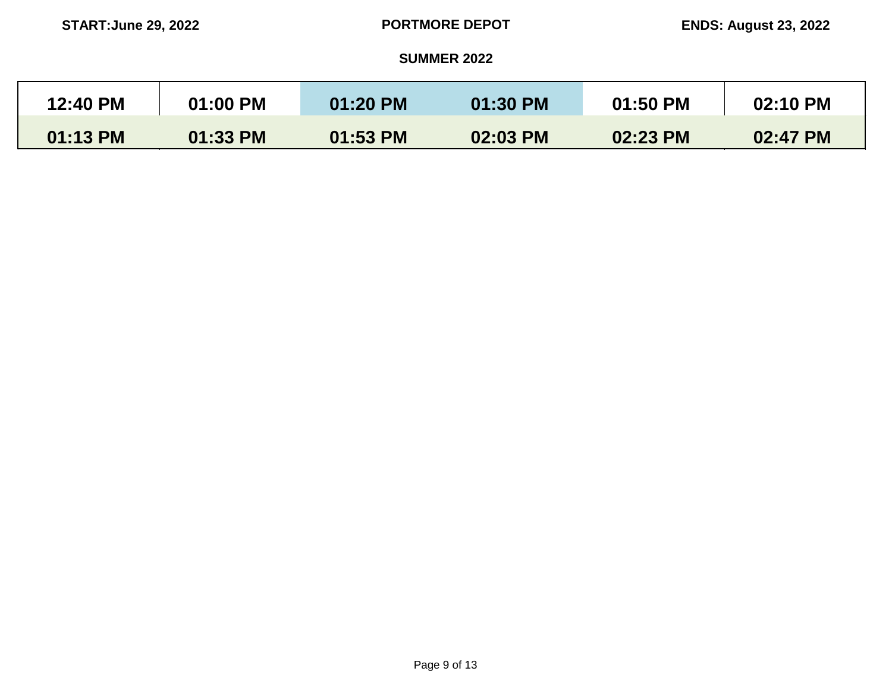START:June 29, 2022 PORTMORE DEPOT ENDS: August 23, 2022

**SUMMER 2022**

| 12:40 PM | 01:00 PM | 01:20 PM | 01:30 PM | 01:50 PM | 02:10 PM |
|---|---|---|---|---|---|
| 01:13 PM | 01:33 PM | 01:53 PM | 02:03 PM | 02:23 PM | 02:47 PM |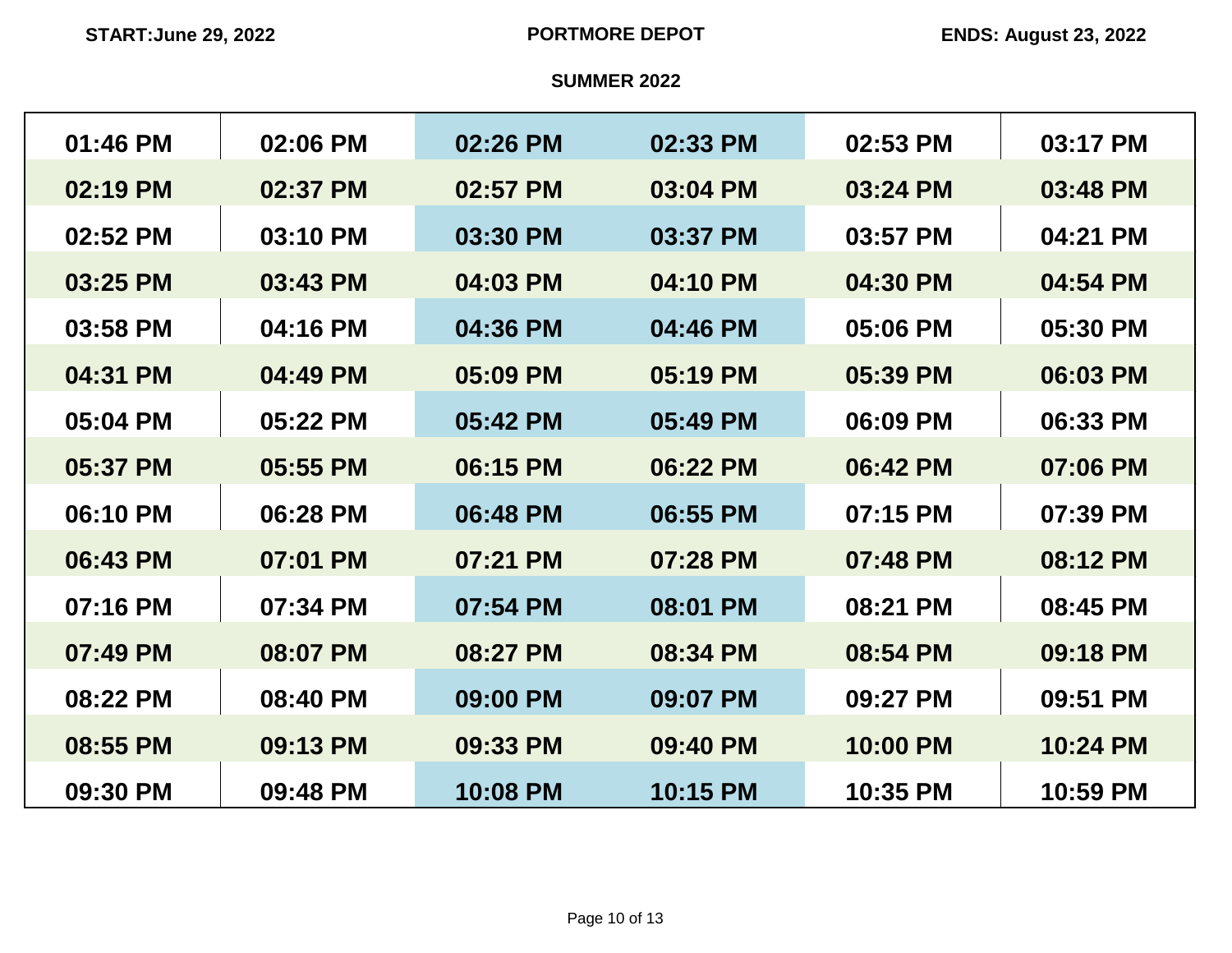START:June 29, 2022 **PORTMORE DEPOT** ENDS: August 23, 2022

**SUMMER 2022**

| | | | | | |
|---|---|---|---|---|---|
| 01:46 PM | 02:06 PM | 02:26 PM | 02:33 PM | 02:53 PM | 03:17 PM |
| 02:19 PM | 02:37 PM | 02:57 PM | 03:04 PM | 03:24 PM | 03:48 PM |
| 02:52 PM | 03:10 PM | 03:30 PM | 03:37 PM | 03:57 PM | 04:21 PM |
| 03:25 PM | 03:43 PM | 04:03 PM | 04:10 PM | 04:30 PM | 04:54 PM |
| 03:58 PM | 04:16 PM | 04:36 PM | 04:46 PM | 05:06 PM | 05:30 PM |
| 04:31 PM | 04:49 PM | 05:09 PM | 05:19 PM | 05:39 PM | 06:03 PM |
| 05:04 PM | 05:22 PM | 05:42 PM | 05:49 PM | 06:09 PM | 06:33 PM |
| 05:37 PM | 05:55 PM | 06:15 PM | 06:22 PM | 06:42 PM | 07:06 PM |
| 06:10 PM | 06:28 PM | 06:48 PM | 06:55 PM | 07:15 PM | 07:39 PM |
| 06:43 PM | 07:01 PM | 07:21 PM | 07:28 PM | 07:48 PM | 08:12 PM |
| 07:16 PM | 07:34 PM | 07:54 PM | 08:01 PM | 08:21 PM | 08:45 PM |
| 07:49 PM | 08:07 PM | 08:27 PM | 08:34 PM | 08:54 PM | 09:18 PM |
| 08:22 PM | 08:40 PM | 09:00 PM | 09:07 PM | 09:27 PM | 09:51 PM |
| 08:55 PM | 09:13 PM | 09:33 PM | 09:40 PM | 10:00 PM | 10:24 PM |
| 09:30 PM | 09:48 PM | 10:08 PM | 10:15 PM | 10:35 PM | 10:59 PM |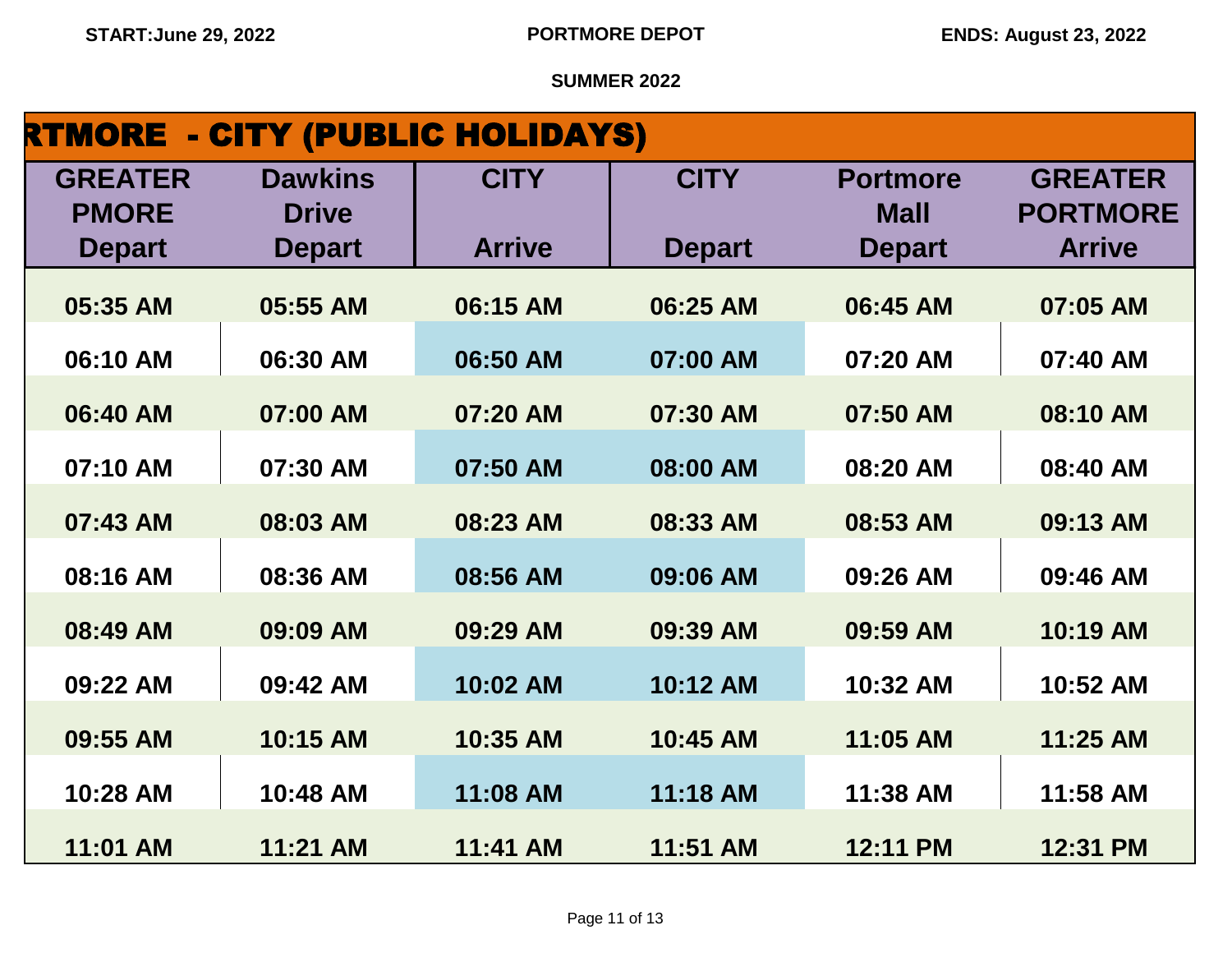START:June 29, 2022 | PORTMORE DEPOT | ENDS: August 23, 2022

SUMMER 2022

## RTMORE - CITY (PUBLIC HOLIDAYS)

| GREATER PMORE Depart | Dawkins Drive Depart | CITY Arrive | CITY Depart | Portmore Mall Depart | GREATER PORTMORE Arrive |
|---|---|---|---|---|---|
| 05:35 AM | 05:55 AM | 06:15 AM | 06:25 AM | 06:45 AM | 07:05 AM |
| 06:10 AM | 06:30 AM | 06:50 AM | 07:00 AM | 07:20 AM | 07:40 AM |
| 06:40 AM | 07:00 AM | 07:20 AM | 07:30 AM | 07:50 AM | 08:10 AM |
| 07:10 AM | 07:30 AM | 07:50 AM | 08:00 AM | 08:20 AM | 08:40 AM |
| 07:43 AM | 08:03 AM | 08:23 AM | 08:33 AM | 08:53 AM | 09:13 AM |
| 08:16 AM | 08:36 AM | 08:56 AM | 09:06 AM | 09:26 AM | 09:46 AM |
| 08:49 AM | 09:09 AM | 09:29 AM | 09:39 AM | 09:59 AM | 10:19 AM |
| 09:22 AM | 09:42 AM | 10:02 AM | 10:12 AM | 10:32 AM | 10:52 AM |
| 09:55 AM | 10:15 AM | 10:35 AM | 10:45 AM | 11:05 AM | 11:25 AM |
| 10:28 AM | 10:48 AM | 11:08 AM | 11:18 AM | 11:38 AM | 11:58 AM |
| 11:01 AM | 11:21 AM | 11:41 AM | 11:51 AM | 12:11 PM | 12:31 PM |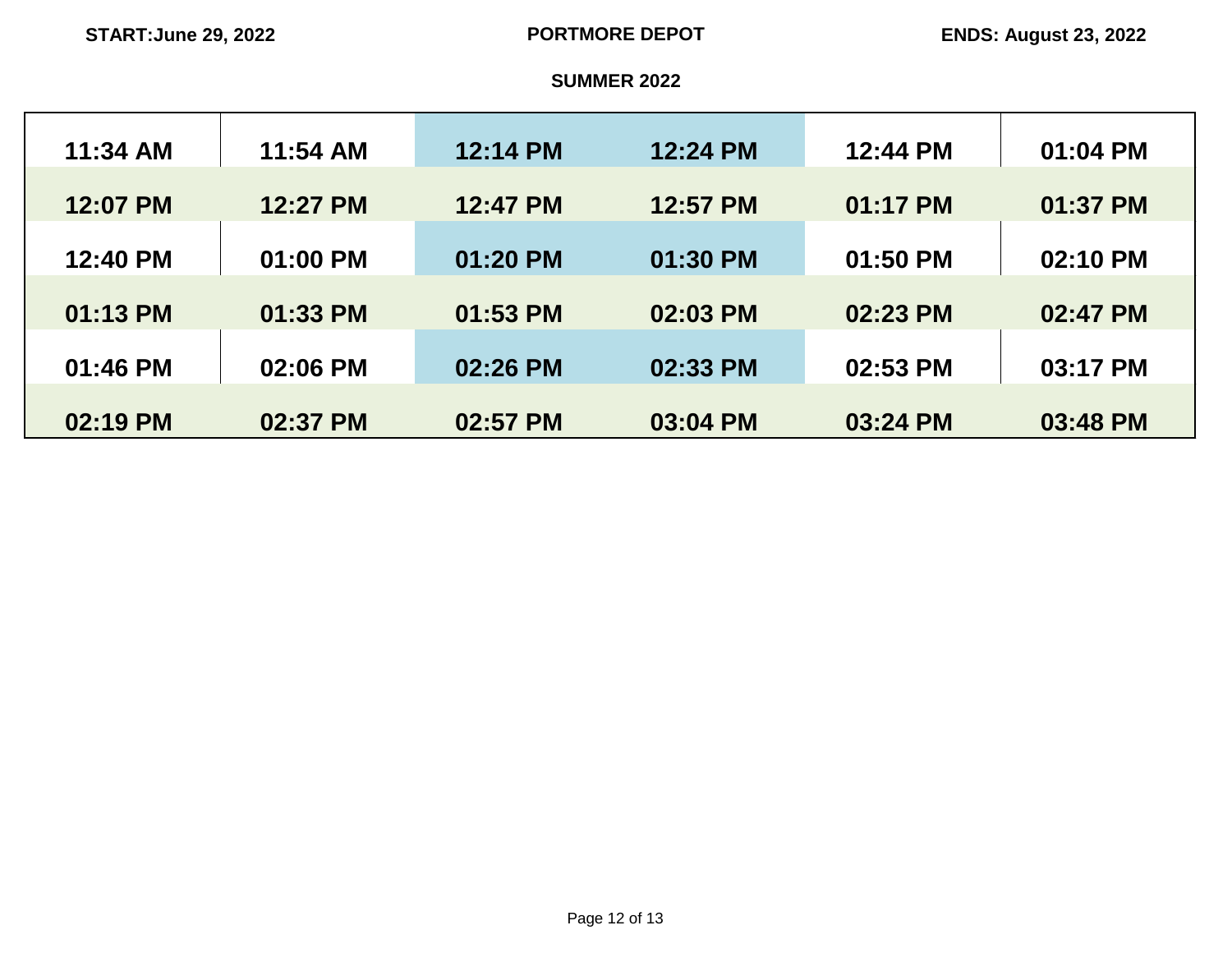START:June 29, 2022 | PORTMORE DEPOT | ENDS: August 23, 2022

SUMMER 2022

| | | | | | |
|---|---|---|---|---|---|
| 11:34 AM | 11:54 AM | 12:14 PM | 12:24 PM | 12:44 PM | 01:04 PM |
| 12:07 PM | 12:27 PM | 12:47 PM | 12:57 PM | 01:17 PM | 01:37 PM |
| 12:40 PM | 01:00 PM | 01:20 PM | 01:30 PM | 01:50 PM | 02:10 PM |
| 01:13 PM | 01:33 PM | 01:53 PM | 02:03 PM | 02:23 PM | 02:47 PM |
| 01:46 PM | 02:06 PM | 02:26 PM | 02:33 PM | 02:53 PM | 03:17 PM |
| 02:19 PM | 02:37 PM | 02:57 PM | 03:04 PM | 03:24 PM | 03:48 PM |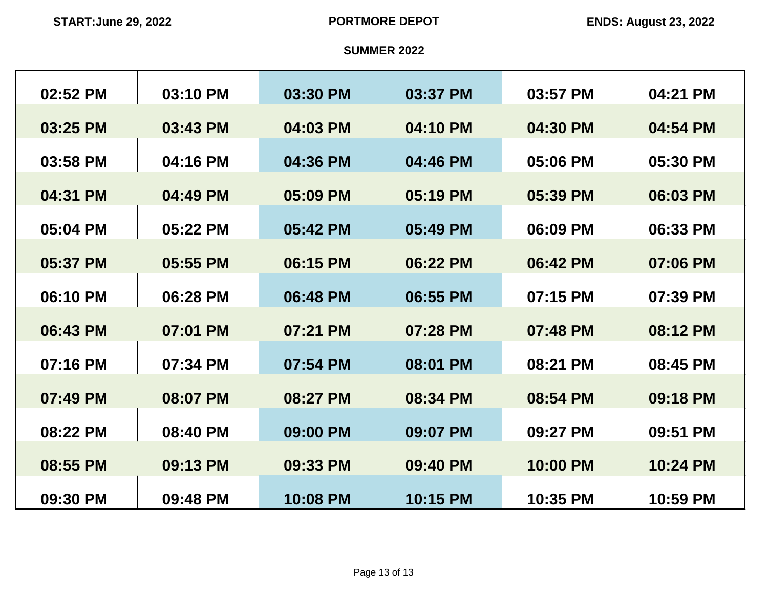START:June 29, 2022 | PORTMORE DEPOT | ENDS: August 23, 2022

SUMMER 2022

| | | | | | |
|---|---|---|---|---|---|
| 02:52 PM | 03:10 PM | 03:30 PM | 03:37 PM | 03:57 PM | 04:21 PM |
| 03:25 PM | 03:43 PM | 04:03 PM | 04:10 PM | 04:30 PM | 04:54 PM |
| 03:58 PM | 04:16 PM | 04:36 PM | 04:46 PM | 05:06 PM | 05:30 PM |
| 04:31 PM | 04:49 PM | 05:09 PM | 05:19 PM | 05:39 PM | 06:03 PM |
| 05:04 PM | 05:22 PM | 05:42 PM | 05:49 PM | 06:09 PM | 06:33 PM |
| 05:37 PM | 05:55 PM | 06:15 PM | 06:22 PM | 06:42 PM | 07:06 PM |
| 06:10 PM | 06:28 PM | 06:48 PM | 06:55 PM | 07:15 PM | 07:39 PM |
| 06:43 PM | 07:01 PM | 07:21 PM | 07:28 PM | 07:48 PM | 08:12 PM |
| 07:16 PM | 07:34 PM | 07:54 PM | 08:01 PM | 08:21 PM | 08:45 PM |
| 07:49 PM | 08:07 PM | 08:27 PM | 08:34 PM | 08:54 PM | 09:18 PM |
| 08:22 PM | 08:40 PM | 09:00 PM | 09:07 PM | 09:27 PM | 09:51 PM |
| 08:55 PM | 09:13 PM | 09:33 PM | 09:40 PM | 10:00 PM | 10:24 PM |
| 09:30 PM | 09:48 PM | 10:08 PM | 10:15 PM | 10:35 PM | 10:59 PM |